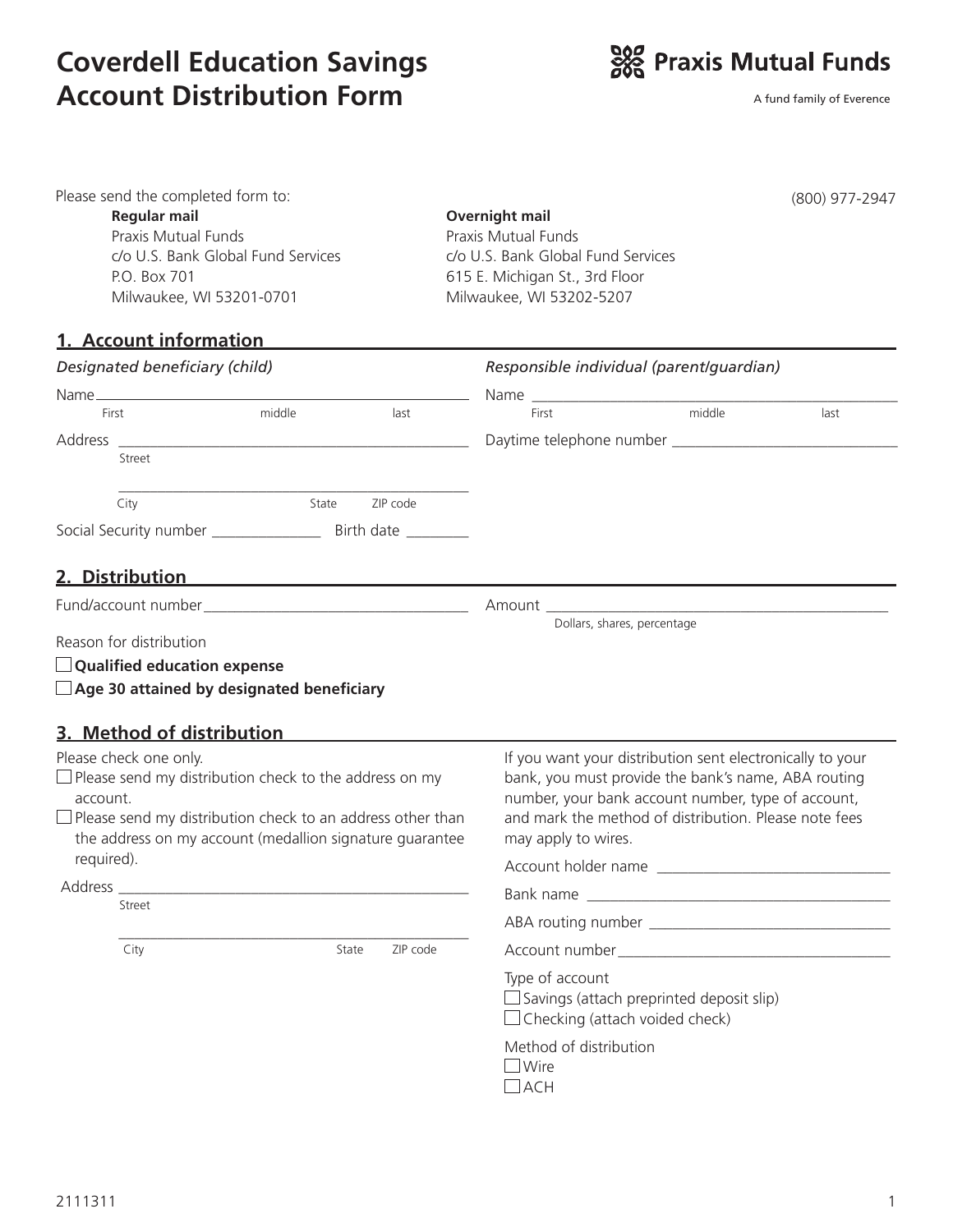# Coverdell Education Savings Account Distribution Form

**Praxis Mutual Funds**

A fund family of Everence

Please send the completed form to:

(800) 977-2947

**Regular mail**
Praxis Mutual Funds
c/o U.S. Bank Global Fund Services
P.O. Box 701
Milwaukee, WI 53201-0701

**Overnight mail**
Praxis Mutual Funds
c/o U.S. Bank Global Fund Services
615 E. Michigan St., 3rd Floor
Milwaukee, WI 53202-5207

## 1. Account information

*Designated beneficiary (child)*

Name ______________________________________________
First middle last

Address ______________________________________________
Street

______________________________________________
City State ZIP code

Social Security number ______________ Birth date ________

*Responsible individual (parent/guardian)*

Name ______________________________________________
First middle last

Daytime telephone number ______________________________

## 2. Distribution

Fund/account number __________________________________

Amount ______________________________________________
Dollars, shares, percentage

Reason for distribution

☐ **Qualified education expense**

☐ **Age 30 attained by designated beneficiary**

## 3. Method of distribution

Please check one only.

☐ Please send my distribution check to the address on my account.

☐ Please send my distribution check to an address other than the address on my account (medallion signature guarantee required).

Address ______________________________________________
Street

______________________________________________
City State ZIP code

If you want your distribution sent electronically to your bank, you must provide the bank's name, ABA routing number, your bank account number, type of account, and mark the method of distribution. Please note fees may apply to wires.

Account holder name ______________________________

Bank name ______________________________________

ABA routing number ______________________________

Account number __________________________________

Type of account

☐ Savings (attach preprinted deposit slip)

☐ Checking (attach voided check)

Method of distribution

☐ Wire

☐ ACH

2111311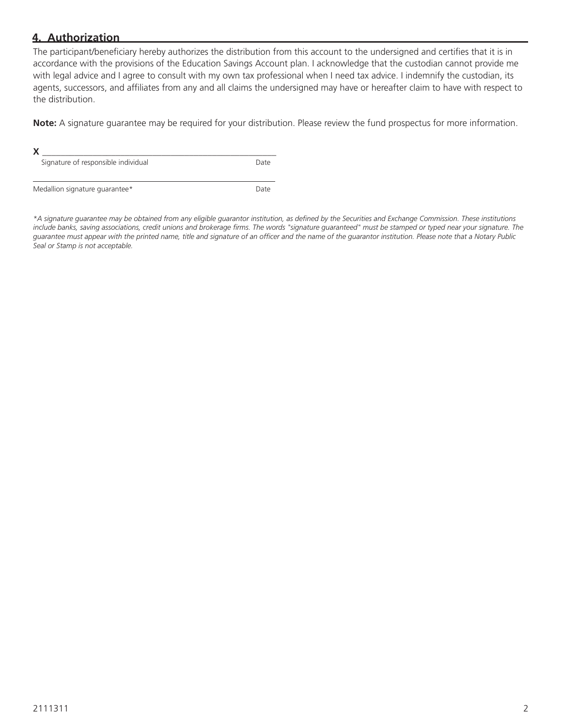## 4. Authorization

The participant/beneficiary hereby authorizes the distribution from this account to the undersigned and certifies that it is in accordance with the provisions of the Education Savings Account plan. I acknowledge that the custodian cannot provide me with legal advice and I agree to consult with my own tax professional when I need tax advice. I indemnify the custodian, its agents, successors, and affiliates from any and all claims the undersigned may have or hereafter claim to have with respect to the distribution.

**Note:** A signature guarantee may be required for your distribution. Please review the fund prospectus for more information.

X ______________________________________________________

Signature of responsible individual Date

______________________________________________________

Medallion signature guarantee* Date

*\*A signature guarantee may be obtained from any eligible guarantor institution, as defined by the Securities and Exchange Commission. These institutions include banks, saving associations, credit unions and brokerage firms. The words "signature guaranteed" must be stamped or typed near your signature. The guarantee must appear with the printed name, title and signature of an officer and the name of the guarantor institution. Please note that a Notary Public Seal or Stamp is not acceptable.*

2111311